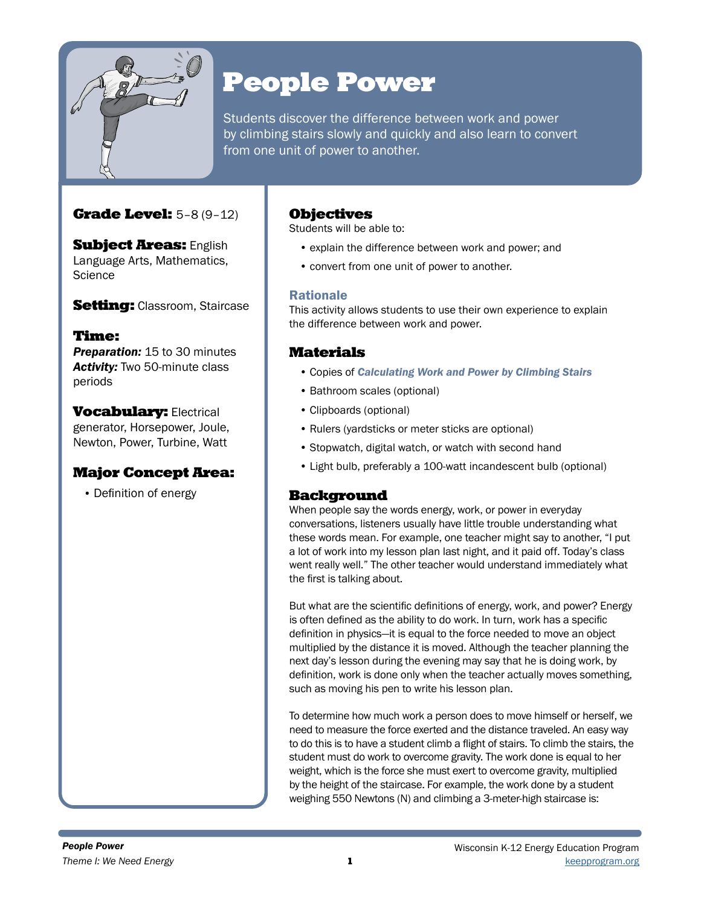# People Power

Students discover the difference between work and power by climbing stairs slowly and quickly and also learn to convert from one unit of power to another.

**Grade Level:** 5–8 (9–12)

**Subject Areas:** English Language Arts, Mathematics, Science

**Setting:** Classroom, Staircase

**Time:**
***Preparation:*** 15 to 30 minutes
***Activity:*** Two 50-minute class periods

**Vocabulary:** Electrical generator, Horsepower, Joule, Newton, Power, Turbine, Watt

**Major Concept Area:**

- Definition of energy

## Objectives

Students will be able to:

- explain the difference between work and power; and
- convert from one unit of power to another.

### Rationale

This activity allows students to use their own experience to explain the difference between work and power.

## Materials

- Copies of ***Calculating Work and Power by Climbing Stairs***
- Bathroom scales (optional)
- Clipboards (optional)
- Rulers (yardsticks or meter sticks are optional)
- Stopwatch, digital watch, or watch with second hand
- Light bulb, preferably a 100-watt incandescent bulb (optional)

## Background

When people say the words energy, work, or power in everyday conversations, listeners usually have little trouble understanding what these words mean. For example, one teacher might say to another, "I put a lot of work into my lesson plan last night, and it paid off. Today's class went really well." The other teacher would understand immediately what the first is talking about.

But what are the scientific definitions of energy, work, and power? Energy is often defined as the ability to do work. In turn, work has a specific definition in physics—it is equal to the force needed to move an object multiplied by the distance it is moved. Although the teacher planning the next day's lesson during the evening may say that he is doing work, by definition, work is done only when the teacher actually moves something, such as moving his pen to write his lesson plan.

To determine how much work a person does to move himself or herself, we need to measure the force exerted and the distance traveled. An easy way to do this is to have a student climb a flight of stairs. To climb the stairs, the student must do work to overcome gravity. The work done is equal to her weight, which is the force she must exert to overcome gravity, multiplied by the height of the staircase. For example, the work done by a student weighing 550 Newtons (N) and climbing a 3-meter-high staircase is: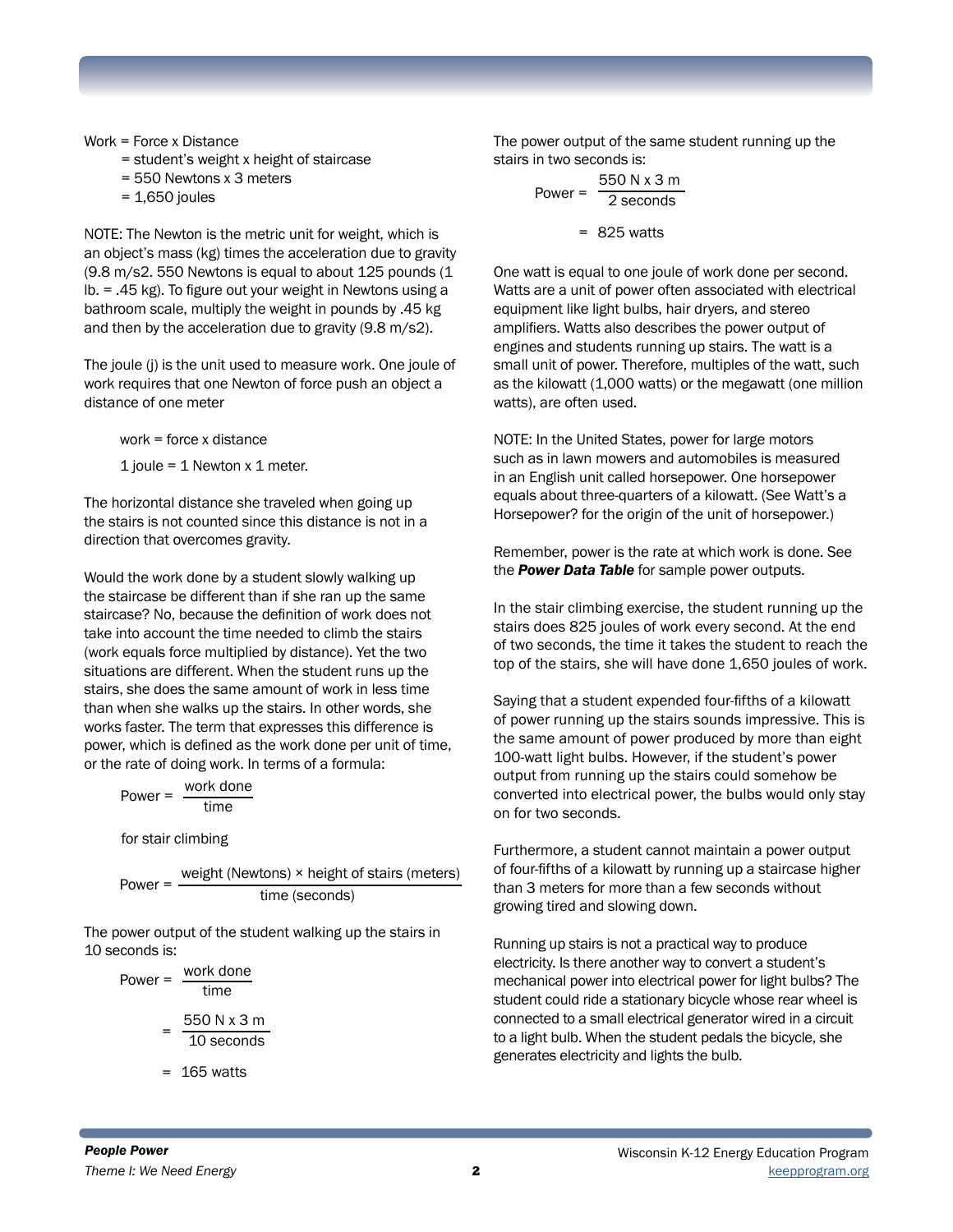Work = Force x Distance
= student's weight x height of staircase
= 550 Newtons x 3 meters
= 1,650 joules

NOTE: The Newton is the metric unit for weight, which is an object's mass (kg) times the acceleration due to gravity (9.8 m/s2. 550 Newtons is equal to about 125 pounds (1 lb. = .45 kg). To figure out your weight in Newtons using a bathroom scale, multiply the weight in pounds by .45 kg and then by the acceleration due to gravity (9.8 m/s2).

The joule (j) is the unit used to measure work. One joule of work requires that one Newton of force push an object a distance of one meter

work = force x distance

1 joule = 1 Newton x 1 meter.

The horizontal distance she traveled when going up the stairs is not counted since this distance is not in a direction that overcomes gravity.

Would the work done by a student slowly walking up the staircase be different than if she ran up the same staircase? No, because the definition of work does not take into account the time needed to climb the stairs (work equals force multiplied by distance). Yet the two situations are different. When the student runs up the stairs, she does the same amount of work in less time than when she walks up the stairs. In other words, she works faster. The term that expresses this difference is power, which is defined as the work done per unit of time, or the rate of doing work. In terms of a formula:

$$\text{Power} = \frac{\text{work done}}{\text{time}}$$

for stair climbing

$$\text{Power} = \frac{\text{weight (Newtons)} \times \text{height of stairs (meters)}}{\text{time (seconds)}}$$

The power output of the student walking up the stairs in 10 seconds is:

$$\text{Power} = \frac{\text{work done}}{\text{time}} = \frac{550 \text{ N} \times 3 \text{ m}}{10 \text{ seconds}} = 165 \text{ watts}$$

The power output of the same student running up the stairs in two seconds is:

$$\text{Power} = \frac{550 \text{ N} \times 3 \text{ m}}{2 \text{ seconds}} = 825 \text{ watts}$$

One watt is equal to one joule of work done per second. Watts are a unit of power often associated with electrical equipment like light bulbs, hair dryers, and stereo amplifiers. Watts also describes the power output of engines and students running up stairs. The watt is a small unit of power. Therefore, multiples of the watt, such as the kilowatt (1,000 watts) or the megawatt (one million watts), are often used.

NOTE: In the United States, power for large motors such as in lawn mowers and automobiles is measured in an English unit called horsepower. One horsepower equals about three-quarters of a kilowatt. (See Watt's a Horsepower? for the origin of the unit of horsepower.)

Remember, power is the rate at which work is done. See the ***Power Data Table*** for sample power outputs.

In the stair climbing exercise, the student running up the stairs does 825 joules of work every second. At the end of two seconds, the time it takes the student to reach the top of the stairs, she will have done 1,650 joules of work.

Saying that a student expended four-fifths of a kilowatt of power running up the stairs sounds impressive. This is the same amount of power produced by more than eight 100-watt light bulbs. However, if the student's power output from running up the stairs could somehow be converted into electrical power, the bulbs would only stay on for two seconds.

Furthermore, a student cannot maintain a power output of four-fifths of a kilowatt by running up a staircase higher than 3 meters for more than a few seconds without growing tired and slowing down.

Running up stairs is not a practical way to produce electricity. Is there another way to convert a student's mechanical power into electrical power for light bulbs? The student could ride a stationary bicycle whose rear wheel is connected to a small electrical generator wired in a circuit to a light bulb. When the student pedals the bicycle, she generates electricity and lights the bulb.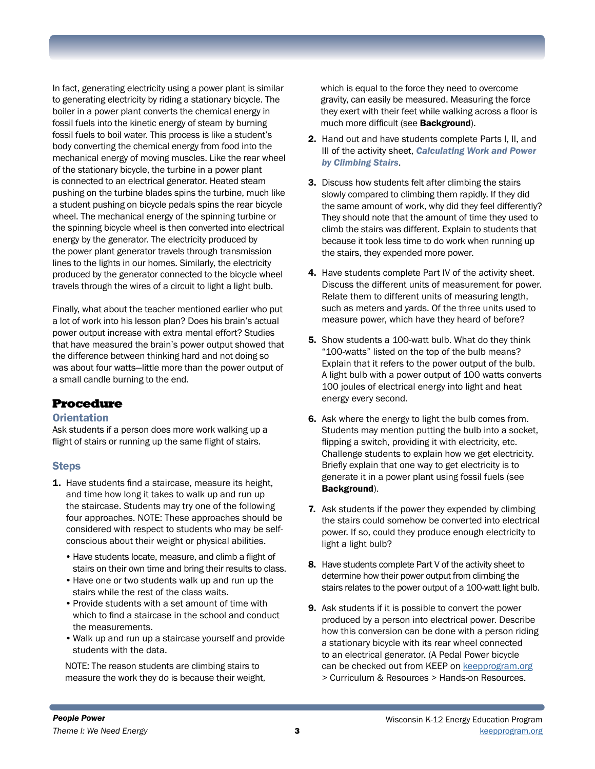In fact, generating electricity using a power plant is similar to generating electricity by riding a stationary bicycle. The boiler in a power plant converts the chemical energy in fossil fuels into the kinetic energy of steam by burning fossil fuels to boil water. This process is like a student's body converting the chemical energy from food into the mechanical energy of moving muscles. Like the rear wheel of the stationary bicycle, the turbine in a power plant is connected to an electrical generator. Heated steam pushing on the turbine blades spins the turbine, much like a student pushing on bicycle pedals spins the rear bicycle wheel. The mechanical energy of the spinning turbine or the spinning bicycle wheel is then converted into electrical energy by the generator. The electricity produced by the power plant generator travels through transmission lines to the lights in our homes. Similarly, the electricity produced by the generator connected to the bicycle wheel travels through the wires of a circuit to light a light bulb.

Finally, what about the teacher mentioned earlier who put a lot of work into his lesson plan? Does his brain's actual power output increase with extra mental effort? Studies that have measured the brain's power output showed that the difference between thinking hard and not doing so was about four watts—little more than the power output of a small candle burning to the end.

## Procedure

### Orientation

Ask students if a person does more work walking up a flight of stairs or running up the same flight of stairs.

### Steps

1. Have students find a staircase, measure its height, and time how long it takes to walk up and run up the staircase. Students may try one of the following four approaches. NOTE: These approaches should be considered with respect to students who may be self-conscious about their weight or physical abilities.
   - Have students locate, measure, and climb a flight of stairs on their own time and bring their results to class.
   - Have one or two students walk up and run up the stairs while the rest of the class waits.
   - Provide students with a set amount of time with which to find a staircase in the school and conduct the measurements.
   - Walk up and run up a staircase yourself and provide students with the data.

   NOTE: The reason students are climbing stairs to measure the work they do is because their weight, which is equal to the force they need to overcome gravity, can easily be measured. Measuring the force they exert with their feet while walking across a floor is much more difficult (see **Background**).

2. Hand out and have students complete Parts I, II, and III of the activity sheet, ***Calculating Work and Power by Climbing Stairs***.

3. Discuss how students felt after climbing the stairs slowly compared to climbing them rapidly. If they did the same amount of work, why did they feel differently? They should note that the amount of time they used to climb the stairs was different. Explain to students that because it took less time to do work when running up the stairs, they expended more power.

4. Have students complete Part IV of the activity sheet. Discuss the different units of measurement for power. Relate them to different units of measuring length, such as meters and yards. Of the three units used to measure power, which have they heard of before?

5. Show students a 100-watt bulb. What do they think "100-watts" listed on the top of the bulb means? Explain that it refers to the power output of the bulb. A light bulb with a power output of 100 watts converts 100 joules of electrical energy into light and heat energy every second.

6. Ask where the energy to light the bulb comes from. Students may mention putting the bulb into a socket, flipping a switch, providing it with electricity, etc. Challenge students to explain how we get electricity. Briefly explain that one way to get electricity is to generate it in a power plant using fossil fuels (see **Background**).

7. Ask students if the power they expended by climbing the stairs could somehow be converted into electrical power. If so, could they produce enough electricity to light a light bulb?

8. Have students complete Part V of the activity sheet to determine how their power output from climbing the stairs relates to the power output of a 100-watt light bulb.

9. Ask students if it is possible to convert the power produced by a person into electrical power. Describe how this conversion can be done with a person riding a stationary bicycle with its rear wheel connected to an electrical generator. (A Pedal Power bicycle can be checked out from KEEP on keepprogram.org > Curriculum & Resources > Hands-on Resources.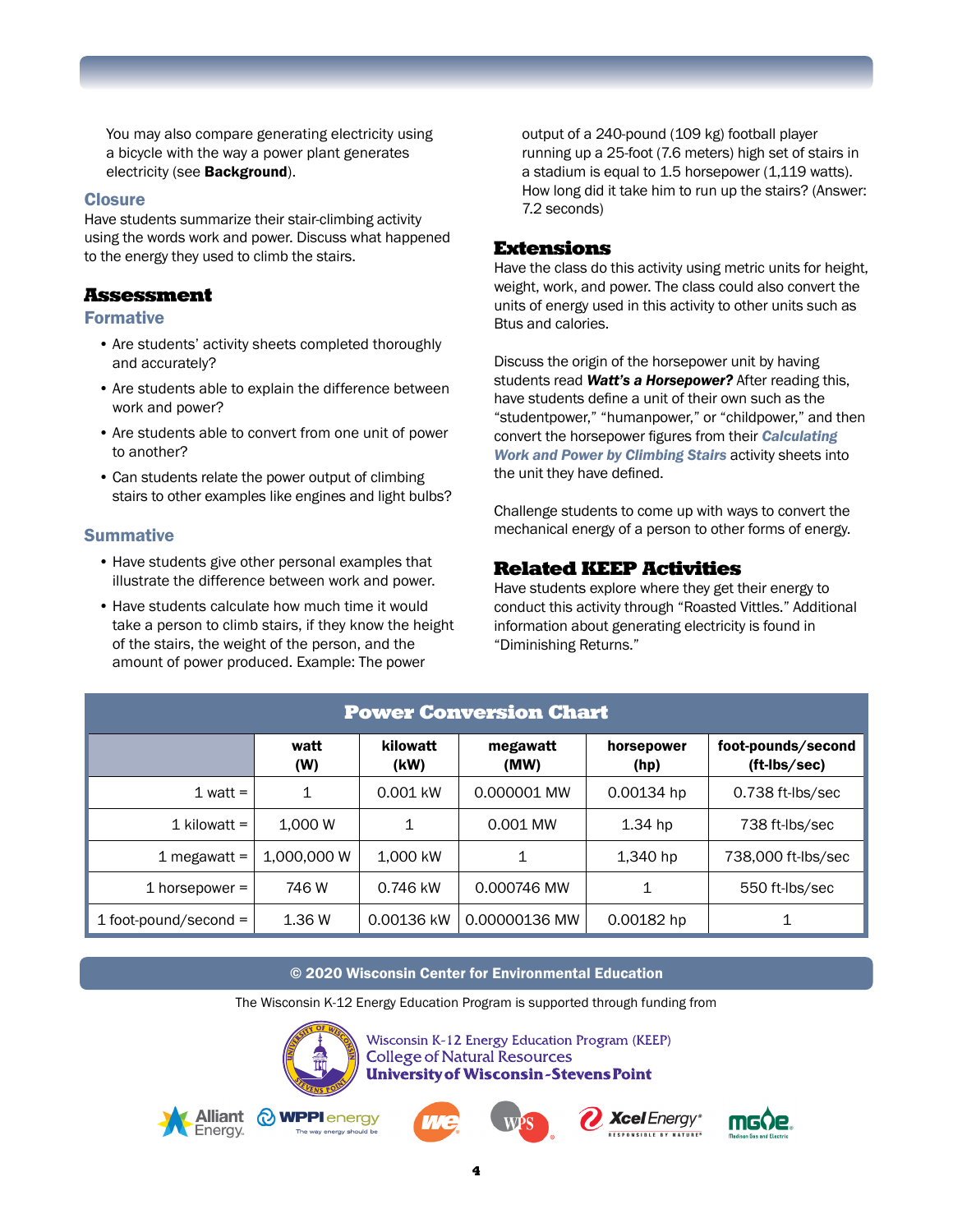You may also compare generating electricity using a bicycle with the way a power plant generates electricity (see **Background**).

### Closure

Have students summarize their stair-climbing activity using the words work and power. Discuss what happened to the energy they used to climb the stairs.

## Assessment

### Formative

- Are students' activity sheets completed thoroughly and accurately?
- Are students able to explain the difference between work and power?
- Are students able to convert from one unit of power to another?
- Can students relate the power output of climbing stairs to other examples like engines and light bulbs?

### Summative

- Have students give other personal examples that illustrate the difference between work and power.
- Have students calculate how much time it would take a person to climb stairs, if they know the height of the stairs, the weight of the person, and the amount of power produced. Example: The power output of a 240-pound (109 kg) football player running up a 25-foot (7.6 meters) high set of stairs in a stadium is equal to 1.5 horsepower (1,119 watts). How long did it take him to run up the stairs? (Answer: 7.2 seconds)

## Extensions

Have the class do this activity using metric units for height, weight, work, and power. The class could also convert the units of energy used in this activity to other units such as Btus and calories.

Discuss the origin of the horsepower unit by having students read ***Watt's a Horsepower?*** After reading this, have students define a unit of their own such as the "studentpower," "humanpower," or "childpower," and then convert the horsepower figures from their ***Calculating Work and Power by Climbing Stairs*** activity sheets into the unit they have defined.

Challenge students to come up with ways to convert the mechanical energy of a person to other forms of energy.

## Related KEEP Activities

Have students explore where they get their energy to conduct this activity through "Roasted Vittles." Additional information about generating electricity is found in "Diminishing Returns."

**Power Conversion Chart**

| | watt (W) | kilowatt (kW) | megawatt (MW) | horsepower (hp) | foot-pounds/second (ft-lbs/sec) |
|---|---|---|---|---|---|
| 1 watt = | 1 | 0.001 kW | 0.000001 MW | 0.00134 hp | 0.738 ft-lbs/sec |
| 1 kilowatt = | 1,000 W | 1 | 0.001 MW | 1.34 hp | 738 ft-lbs/sec |
| 1 megawatt = | 1,000,000 W | 1,000 kW | 1 | 1,340 hp | 738,000 ft-lbs/sec |
| 1 horsepower = | 746 W | 0.746 kW | 0.000746 MW | 1 | 550 ft-lbs/sec |
| 1 foot-pound/second = | 1.36 W | 0.00136 kW | 0.00000136 MW | 0.00182 hp | 1 |

**© 2020 Wisconsin Center for Environmental Education**

The Wisconsin K-12 Energy Education Program is supported through funding from

Wisconsin K-12 Energy Education Program (KEEP)
College of Natural Resources
University of Wisconsin-Stevens Point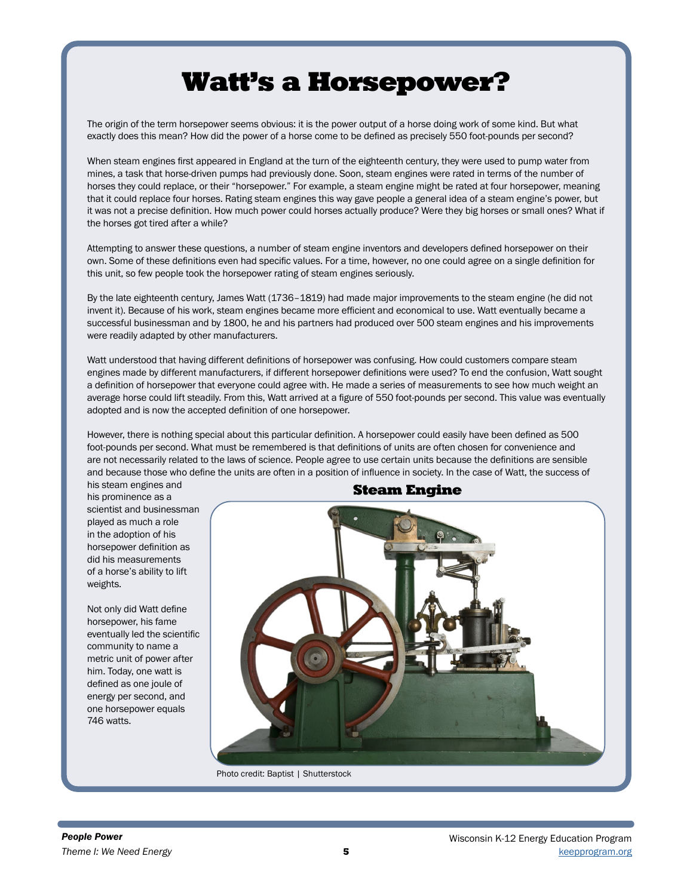# Watt's a Horsepower?

The origin of the term horsepower seems obvious: it is the power output of a horse doing work of some kind. But what exactly does this mean? How did the power of a horse come to be defined as precisely 550 foot-pounds per second?

When steam engines first appeared in England at the turn of the eighteenth century, they were used to pump water from mines, a task that horse-driven pumps had previously done. Soon, steam engines were rated in terms of the number of horses they could replace, or their "horsepower." For example, a steam engine might be rated at four horsepower, meaning that it could replace four horses. Rating steam engines this way gave people a general idea of a steam engine's power, but it was not a precise definition. How much power could horses actually produce? Were they big horses or small ones? What if the horses got tired after a while?

Attempting to answer these questions, a number of steam engine inventors and developers defined horsepower on their own. Some of these definitions even had specific values. For a time, however, no one could agree on a single definition for this unit, so few people took the horsepower rating of steam engines seriously.

By the late eighteenth century, James Watt (1736–1819) had made major improvements to the steam engine (he did not invent it). Because of his work, steam engines became more efficient and economical to use. Watt eventually became a successful businessman and by 1800, he and his partners had produced over 500 steam engines and his improvements were readily adapted by other manufacturers.

Watt understood that having different definitions of horsepower was confusing. How could customers compare steam engines made by different manufacturers, if different horsepower definitions were used? To end the confusion, Watt sought a definition of horsepower that everyone could agree with. He made a series of measurements to see how much weight an average horse could lift steadily. From this, Watt arrived at a figure of 550 foot-pounds per second. This value was eventually adopted and is now the accepted definition of one horsepower.

However, there is nothing special about this particular definition. A horsepower could easily have been defined as 500 foot-pounds per second. What must be remembered is that definitions of units are often chosen for convenience and are not necessarily related to the laws of science. People agree to use certain units because the definitions are sensible and because those who define the units are often in a position of influence in society. In the case of Watt, the success of his steam engines and his prominence as a scientist and businessman played as much a role in the adoption of his horsepower definition as did his measurements of a horse's ability to lift weights.

Not only did Watt define horsepower, his fame eventually led the scientific community to name a metric unit of power after him. Today, one watt is defined as one joule of energy per second, and one horsepower equals 746 watts.

**Steam Engine**

Photo credit: Baptist | Shutterstock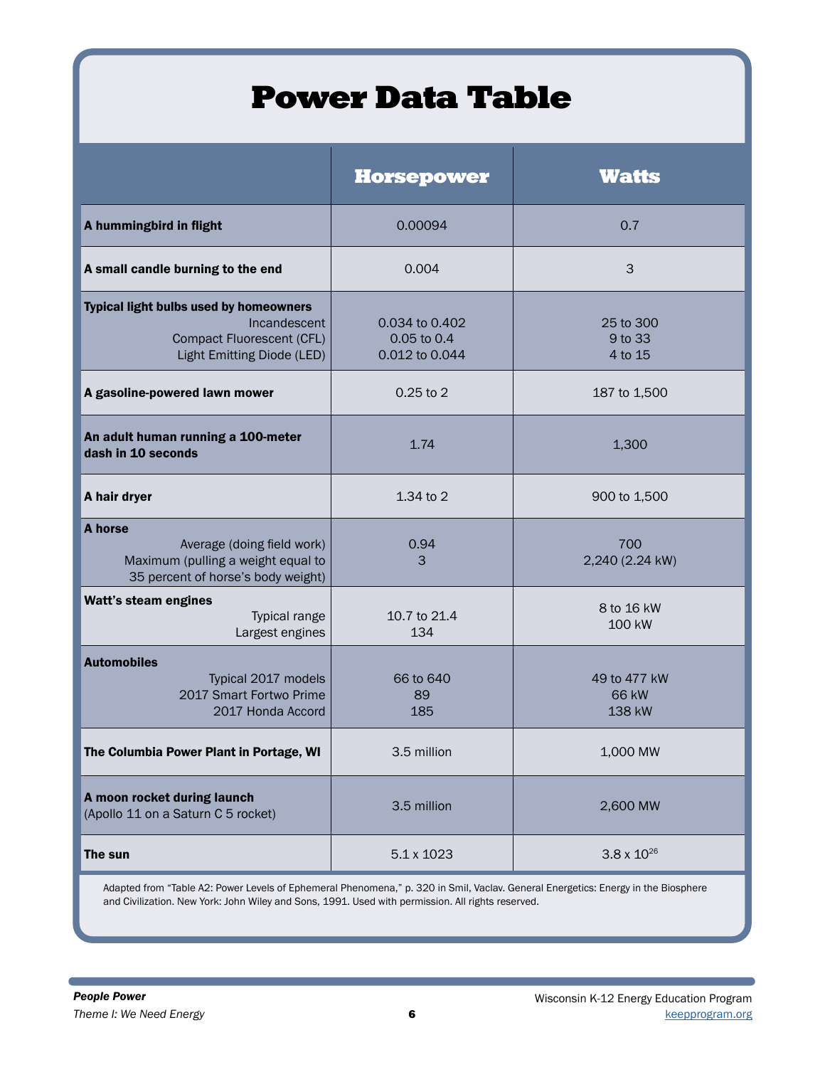# Power Data Table

| | Horsepower | Watts |
|---|---|---|
| **A hummingbird in flight** | 0.00094 | 0.7 |
| **A small candle burning to the end** | 0.004 | 3 |
| **Typical light bulbs used by homeowners** | | |
| Incandescent | 0.034 to 0.402 | 25 to 300 |
| Compact Fluorescent (CFL) | 0.05 to 0.4 | 9 to 33 |
| Light Emitting Diode (LED) | 0.012 to 0.044 | 4 to 15 |
| **A gasoline-powered lawn mower** | 0.25 to 2 | 187 to 1,500 |
| **An adult human running a 100-meter dash in 10 seconds** | 1.74 | 1,300 |
| **A hair dryer** | 1.34 to 2 | 900 to 1,500 |
| **A horse** | | |
| Average (doing field work) | 0.94 | 700 |
| Maximum (pulling a weight equal to 35 percent of horse's body weight) | 3 | 2,240 (2.24 kW) |
| **Watt's steam engines** | | |
| Typical range | 10.7 to 21.4 | 8 to 16 kW |
| Largest engines | 134 | 100 kW |
| **Automobiles** | | |
| Typical 2017 models | 66 to 640 | 49 to 477 kW |
| 2017 Smart Fortwo Prime | 89 | 66 kW |
| 2017 Honda Accord | 185 | 138 kW |
| **The Columbia Power Plant in Portage, WI** | 3.5 million | 1,000 MW |
| **A moon rocket during launch** (Apollo 11 on a Saturn C 5 rocket) | 3.5 million | 2,600 MW |
| **The sun** | 5.1 x 1023 | $3.8 \times 10^{26}$ |

Adapted from "Table A2: Power Levels of Ephemeral Phenomena," p. 320 in Smil, Vaclav. General Energetics: Energy in the Biosphere and Civilization. New York: John Wiley and Sons, 1991. Used with permission. All rights reserved.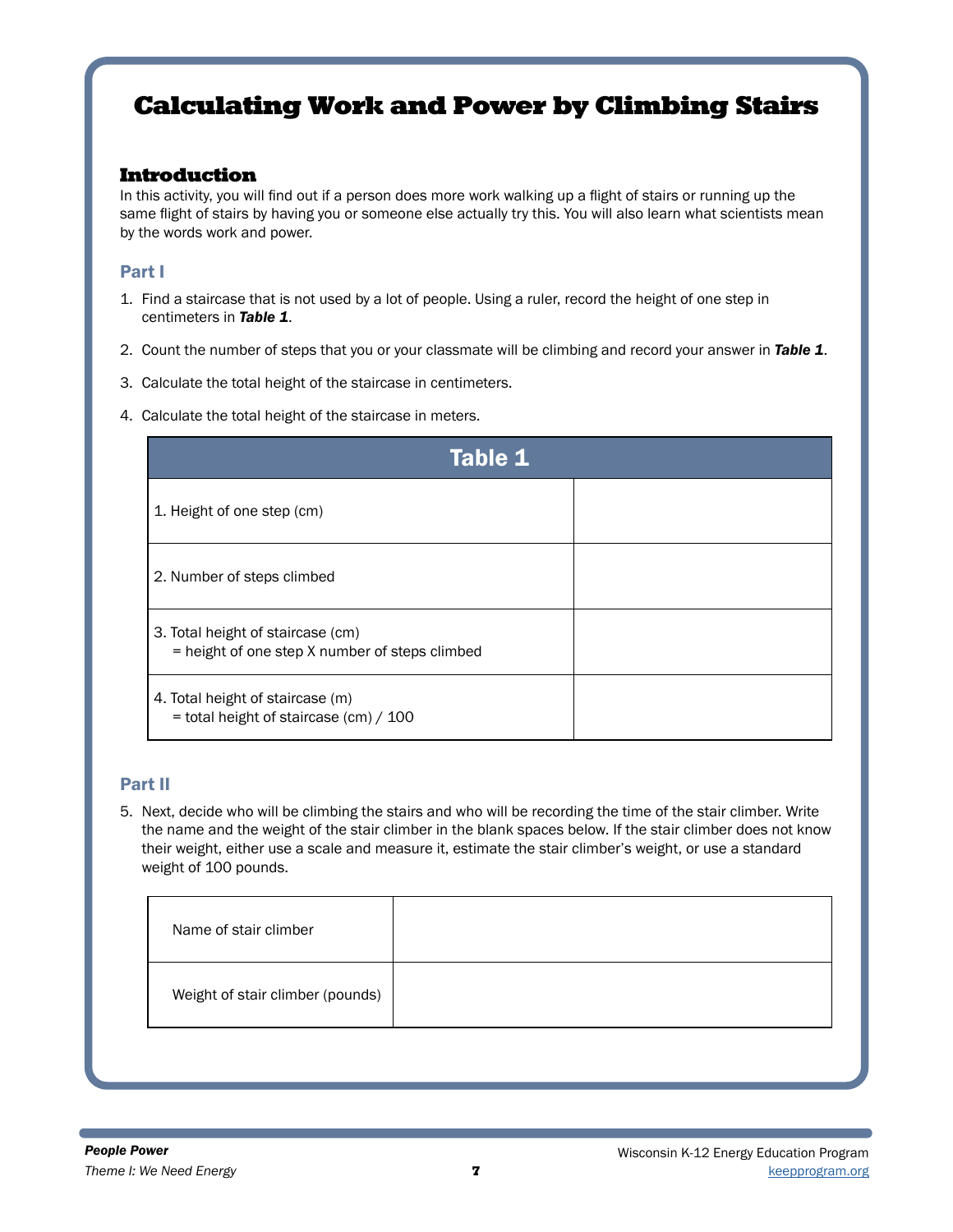# Calculating Work and Power by Climbing Stairs

## Introduction

In this activity, you will find out if a person does more work walking up a flight of stairs or running up the same flight of stairs by having you or someone else actually try this. You will also learn what scientists mean by the words work and power.

### Part I

1. Find a staircase that is not used by a lot of people. Using a ruler, record the height of one step in centimeters in ***Table 1***.
2. Count the number of steps that you or your classmate will be climbing and record your answer in ***Table 1***.
3. Calculate the total height of the staircase in centimeters.
4. Calculate the total height of the staircase in meters.

| Table 1 | |
|---|---|
| 1. Height of one step (cm) | |
| 2. Number of steps climbed | |
| 3. Total height of staircase (cm) = height of one step X number of steps climbed | |
| 4. Total height of staircase (m) = total height of staircase (cm) / 100 | |

### Part II

5. Next, decide who will be climbing the stairs and who will be recording the time of the stair climber. Write the name and the weight of the stair climber in the blank spaces below. If the stair climber does not know their weight, either use a scale and measure it, estimate the stair climber's weight, or use a standard weight of 100 pounds.

| | |
|---|---|
| Name of stair climber | |
| Weight of stair climber (pounds) | |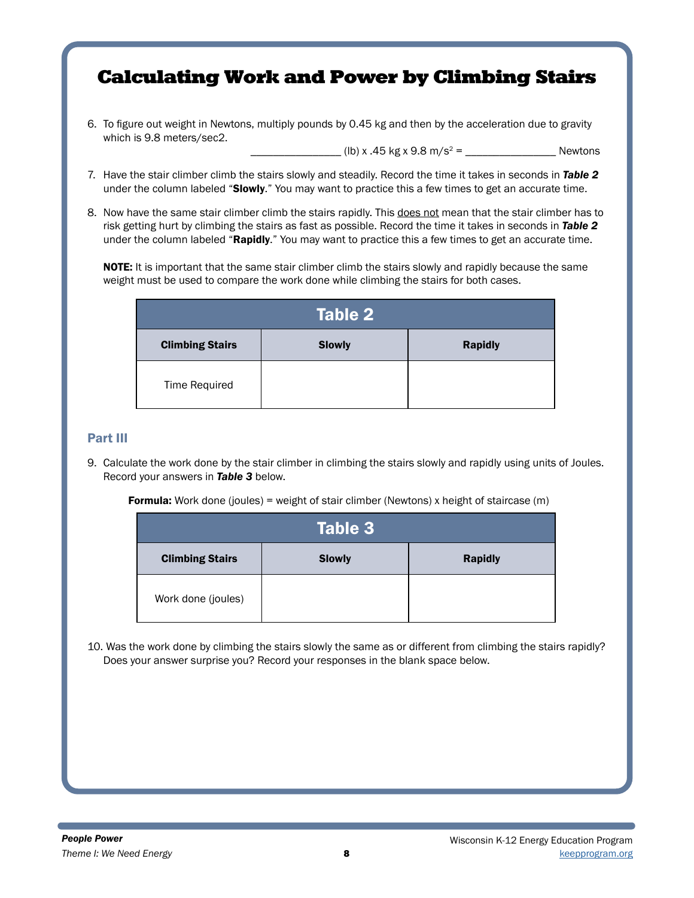# Calculating Work and Power by Climbing Stairs

6. To figure out weight in Newtons, multiply pounds by 0.45 kg and then by the acceleration due to gravity which is 9.8 meters/sec2.

   _______________ (lb) x .45 kg x 9.8 m/s$^2$ = _______________ Newtons

7. Have the stair climber climb the stairs slowly and steadily. Record the time it takes in seconds in ***Table 2*** under the column labeled "**Slowly**." You may want to practice this a few times to get an accurate time.

8. Now have the same stair climber climb the stairs rapidly. This <u>does not</u> mean that the stair climber has to risk getting hurt by climbing the stairs as fast as possible. Record the time it takes in seconds in ***Table 2*** under the column labeled "**Rapidly**." You may want to practice this a few times to get an accurate time.

   **NOTE:** It is important that the same stair climber climb the stairs slowly and rapidly because the same weight must be used to compare the work done while climbing the stairs for both cases.

| Table 2 | | |
|---|---|---|
| **Climbing Stairs** | **Slowly** | **Rapidly** |
| Time Required | | |

## Part III

9. Calculate the work done by the stair climber in climbing the stairs slowly and rapidly using units of Joules. Record your answers in ***Table 3*** below.

   **Formula:** Work done (joules) = weight of stair climber (Newtons) x height of staircase (m)

| Table 3 | | |
|---|---|---|
| **Climbing Stairs** | **Slowly** | **Rapidly** |
| Work done (joules) | | |

10. Was the work done by climbing the stairs slowly the same as or different from climbing the stairs rapidly? Does your answer surprise you? Record your responses in the blank space below.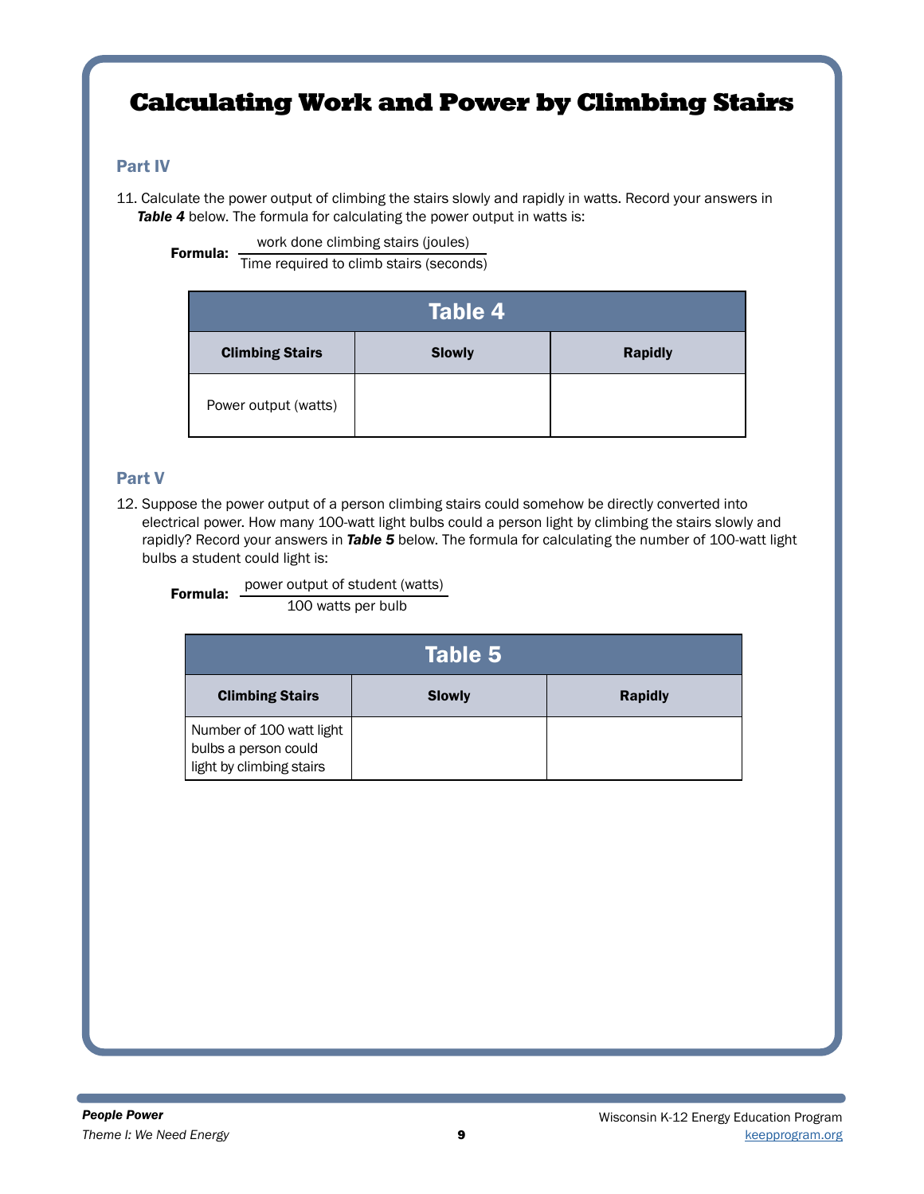# Calculating Work and Power by Climbing Stairs

## Part IV

11. Calculate the power output of climbing the stairs slowly and rapidly in watts. Record your answers in ***Table 4*** below. The formula for calculating the power output in watts is:

**Formula:** $\dfrac{\text{work done climbing stairs (joules)}}{\text{Time required to climb stairs (seconds)}}$

| Table 4 | | |
|---|---|---|
| **Climbing Stairs** | **Slowly** | **Rapidly** |
| Power output (watts) | | |

## Part V

12. Suppose the power output of a person climbing stairs could somehow be directly converted into electrical power. How many 100-watt light bulbs could a person light by climbing the stairs slowly and rapidly? Record your answers in ***Table 5*** below. The formula for calculating the number of 100-watt light bulbs a student could light is:

**Formula:** $\dfrac{\text{power output of student (watts)}}{\text{100 watts per bulb}}$

| Table 5 | | |
|---|---|---|
| **Climbing Stairs** | **Slowly** | **Rapidly** |
| Number of 100 watt light bulbs a person could light by climbing stairs | | |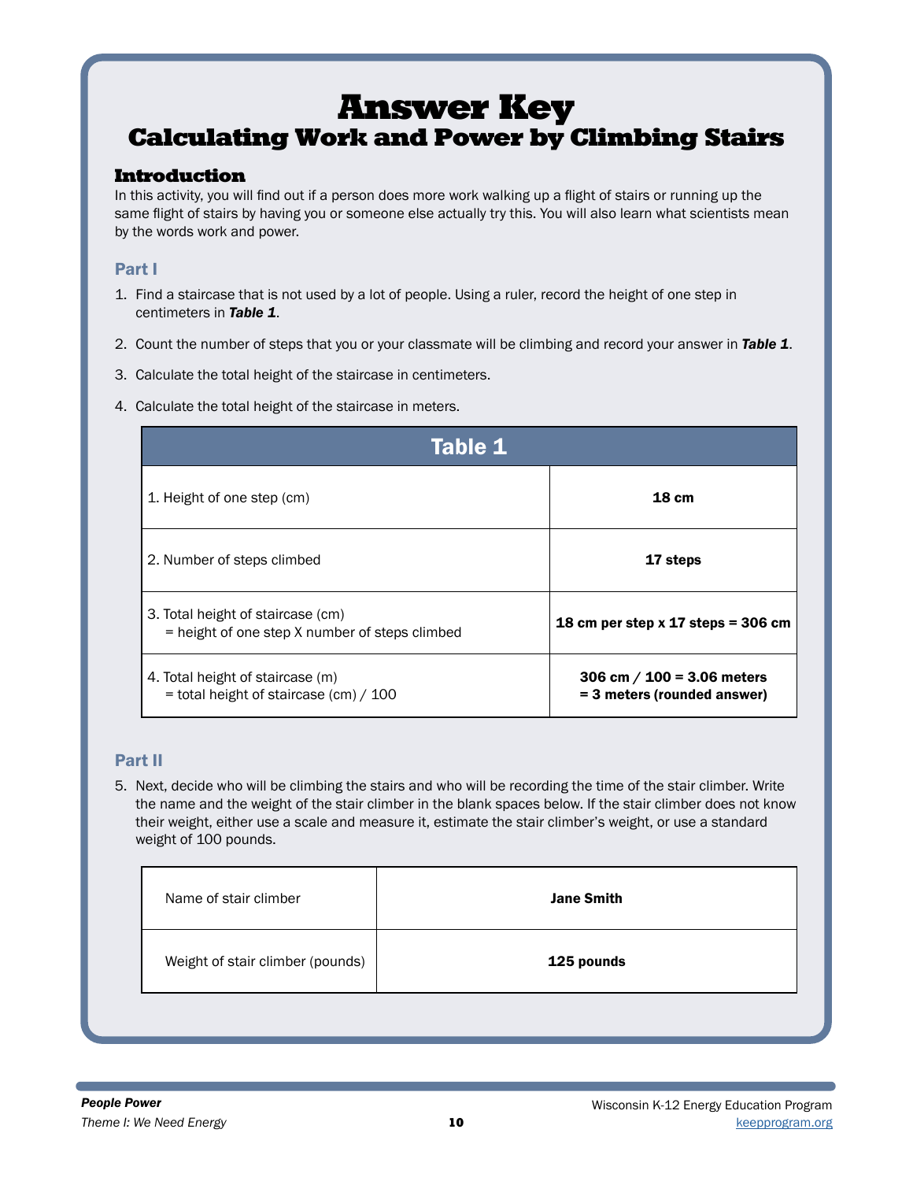# Answer Key

## Calculating Work and Power by Climbing Stairs

### Introduction

In this activity, you will find out if a person does more work walking up a flight of stairs or running up the same flight of stairs by having you or someone else actually try this. You will also learn what scientists mean by the words work and power.

### Part I

1. Find a staircase that is not used by a lot of people. Using a ruler, record the height of one step in centimeters in ***Table 1***.
2. Count the number of steps that you or your classmate will be climbing and record your answer in ***Table 1***.
3. Calculate the total height of the staircase in centimeters.
4. Calculate the total height of the staircase in meters.

| Table 1 | |
|---|---|
| 1. Height of one step (cm) | **18 cm** |
| 2. Number of steps climbed | **17 steps** |
| 3. Total height of staircase (cm) = height of one step X number of steps climbed | **18 cm per step x 17 steps = 306 cm** |
| 4. Total height of staircase (m) = total height of staircase (cm) / 100 | **306 cm / 100 = 3.06 meters = 3 meters (rounded answer)** |

### Part II

5. Next, decide who will be climbing the stairs and who will be recording the time of the stair climber. Write the name and the weight of the stair climber in the blank spaces below. If the stair climber does not know their weight, either use a scale and measure it, estimate the stair climber's weight, or use a standard weight of 100 pounds.

| | |
|---|---|
| Name of stair climber | **Jane Smith** |
| Weight of stair climber (pounds) | **125 pounds** |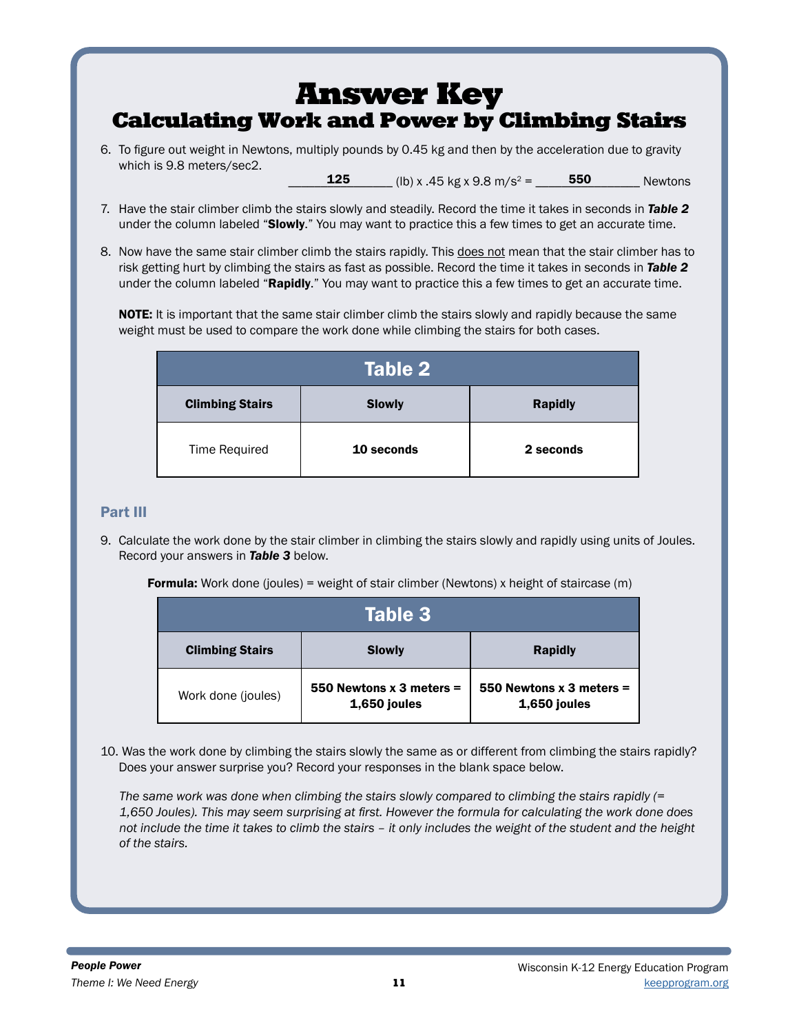# Answer Key

## Calculating Work and Power by Climbing Stairs

6. To figure out weight in Newtons, multiply pounds by 0.45 kg and then by the acceleration due to gravity which is 9.8 meters/sec2.

   ______**125**______ (lb) x .45 kg x 9.8 m/s$^2$ = ______**550**______ Newtons

7. Have the stair climber climb the stairs slowly and steadily. Record the time it takes in seconds in ***Table 2*** under the column labeled "**Slowly**." You may want to practice this a few times to get an accurate time.

8. Now have the same stair climber climb the stairs rapidly. This <u>does not</u> mean that the stair climber has to risk getting hurt by climbing the stairs as fast as possible. Record the time it takes in seconds in ***Table 2*** under the column labeled "**Rapidly**." You may want to practice this a few times to get an accurate time.

   **NOTE:** It is important that the same stair climber climb the stairs slowly and rapidly because the same weight must be used to compare the work done while climbing the stairs for both cases.

**Table 2**

| Climbing Stairs | Slowly | Rapidly |
|---|---|---|
| Time Required | **10 seconds** | **2 seconds** |

### Part III

9. Calculate the work done by the stair climber in climbing the stairs slowly and rapidly using units of Joules. Record your answers in ***Table 3*** below.

   **Formula:** Work done (joules) = weight of stair climber (Newtons) x height of staircase (m)

**Table 3**

| Climbing Stairs | Slowly | Rapidly |
|---|---|---|
| Work done (joules) | **550 Newtons x 3 meters = 1,650 joules** | **550 Newtons x 3 meters = 1,650 joules** |

10. Was the work done by climbing the stairs slowly the same as or different from climbing the stairs rapidly? Does your answer surprise you? Record your responses in the blank space below.

    *The same work was done when climbing the stairs slowly compared to climbing the stairs rapidly (= 1,650 Joules). This may seem surprising at first. However the formula for calculating the work done does not include the time it takes to climb the stairs – it only includes the weight of the student and the height of the stairs.*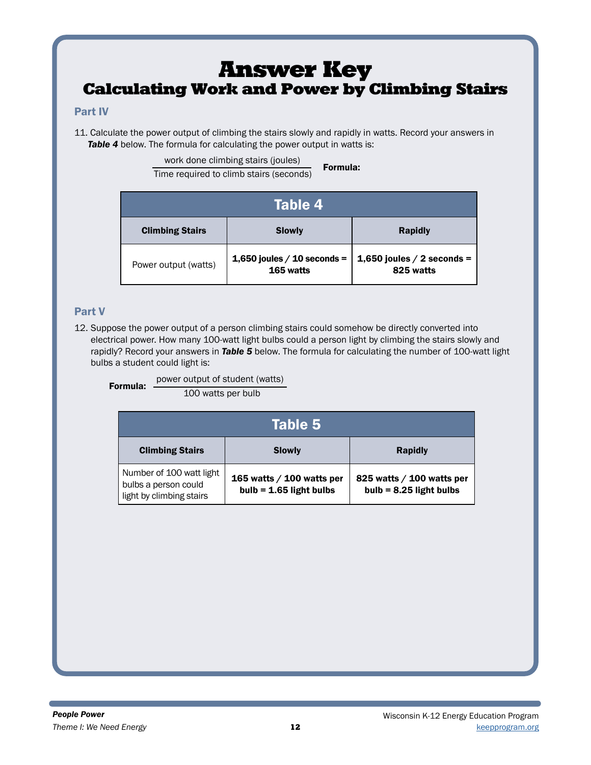# Answer Key

## Calculating Work and Power by Climbing Stairs

### Part IV

11. Calculate the power output of climbing the stairs slowly and rapidly in watts. Record your answers in ***Table 4*** below. The formula for calculating the power output in watts is:

**Formula:** $$\frac{\text{work done climbing stairs (joules)}}{\text{Time required to climb stairs (seconds)}}$$

| Table 4 | | |
|---|---|---|
| **Climbing Stairs** | **Slowly** | **Rapidly** |
| Power output (watts) | **1,650 joules / 10 seconds = 165 watts** | **1,650 joules / 2 seconds = 825 watts** |

### Part V

12. Suppose the power output of a person climbing stairs could somehow be directly converted into electrical power. How many 100-watt light bulbs could a person light by climbing the stairs slowly and rapidly? Record your answers in ***Table 5*** below. The formula for calculating the number of 100-watt light bulbs a student could light is:

**Formula:** $$\frac{\text{power output of student (watts)}}{\text{100 watts per bulb}}$$

| Table 5 | | |
|---|---|---|
| **Climbing Stairs** | **Slowly** | **Rapidly** |
| Number of 100 watt light bulbs a person could light by climbing stairs | **165 watts / 100 watts per bulb = 1.65 light bulbs** | **825 watts / 100 watts per bulb = 8.25 light bulbs** |